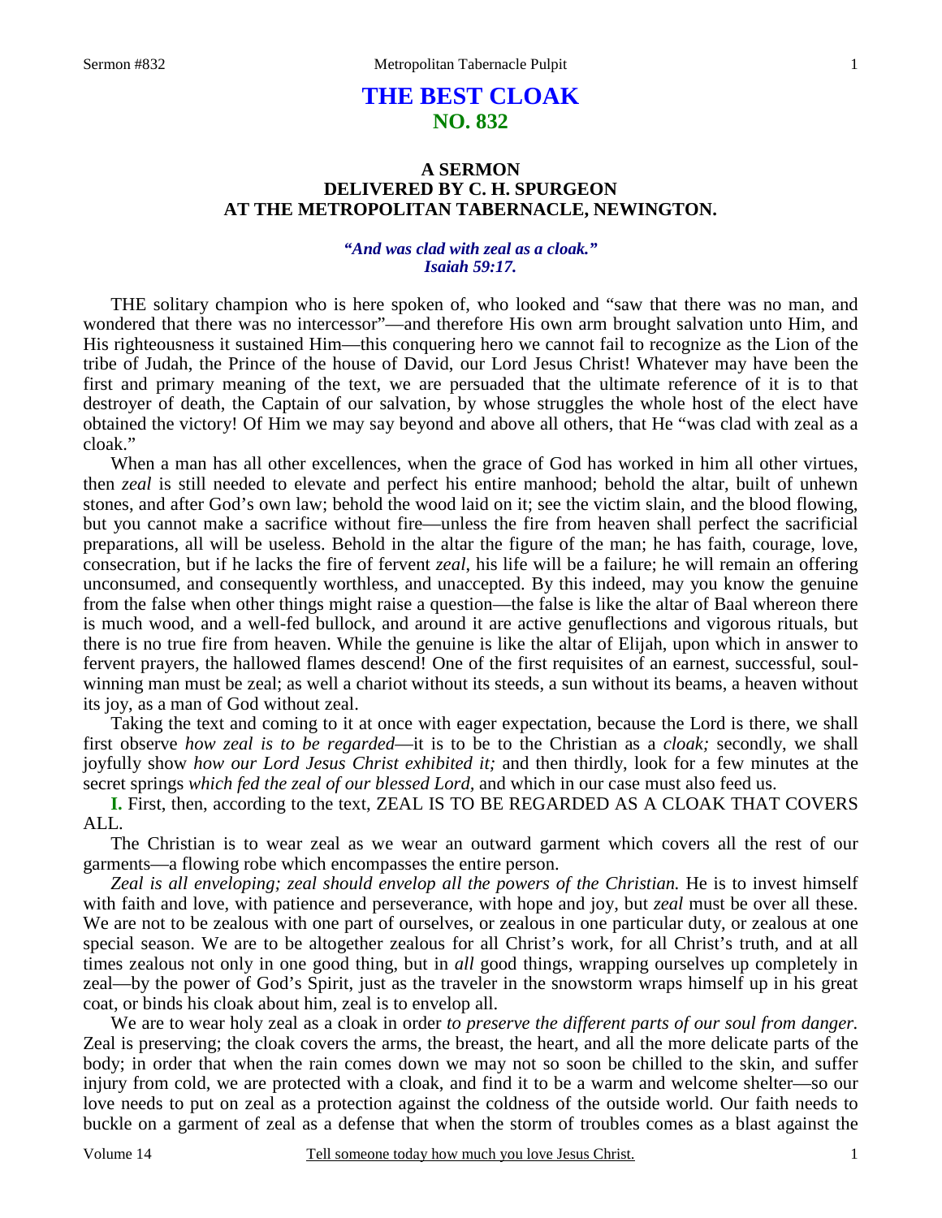# THE BEST CLOAK
## NO. 832

### A SERMON
### DELIVERED BY C. H. SPURGEON
### AT THE METROPOLITAN TABERNACLE, NEWINGTON.

*"And was clad with zeal as a cloak."*
*Isaiah 59:17.*

THE solitary champion who is here spoken of, who looked and "saw that there was no man, and wondered that there was no intercessor"—and therefore His own arm brought salvation unto Him, and His righteousness it sustained Him—this conquering hero we cannot fail to recognize as the Lion of the tribe of Judah, the Prince of the house of David, our Lord Jesus Christ! Whatever may have been the first and primary meaning of the text, we are persuaded that the ultimate reference of it is to that destroyer of death, the Captain of our salvation, by whose struggles the whole host of the elect have obtained the victory! Of Him we may say beyond and above all others, that He "was clad with zeal as a cloak."

When a man has all other excellences, when the grace of God has worked in him all other virtues, then *zeal* is still needed to elevate and perfect his entire manhood; behold the altar, built of unhewn stones, and after God's own law; behold the wood laid on it; see the victim slain, and the blood flowing, but you cannot make a sacrifice without fire—unless the fire from heaven shall perfect the sacrificial preparations, all will be useless. Behold in the altar the figure of the man; he has faith, courage, love, consecration, but if he lacks the fire of fervent *zeal*, his life will be a failure; he will remain an offering unconsumed, and consequently worthless, and unaccepted. By this indeed, may you know the genuine from the false when other things might raise a question—the false is like the altar of Baal whereon there is much wood, and a well-fed bullock, and around it are active genuflections and vigorous rituals, but there is no true fire from heaven. While the genuine is like the altar of Elijah, upon which in answer to fervent prayers, the hallowed flames descend! One of the first requisites of an earnest, successful, soul-winning man must be zeal; as well a chariot without its steeds, a sun without its beams, a heaven without its joy, as a man of God without zeal.

Taking the text and coming to it at once with eager expectation, because the Lord is there, we shall first observe *how zeal is to be regarded*—it is to be to the Christian as a *cloak;* secondly, we shall joyfully show *how our Lord Jesus Christ exhibited it;* and then thirdly, look for a few minutes at the secret springs *which fed the zeal of our blessed Lord,* and which in our case must also feed us.

**I.** First, then, according to the text, ZEAL IS TO BE REGARDED AS A CLOAK THAT COVERS ALL.

The Christian is to wear zeal as we wear an outward garment which covers all the rest of our garments—a flowing robe which encompasses the entire person.

*Zeal is all enveloping; zeal should envelop all the powers of the Christian.* He is to invest himself with faith and love, with patience and perseverance, with hope and joy, but *zeal* must be over all these. We are not to be zealous with one part of ourselves, or zealous in one particular duty, or zealous at one special season. We are to be altogether zealous for all Christ's work, for all Christ's truth, and at all times zealous not only in one good thing, but in *all* good things, wrapping ourselves up completely in zeal—by the power of God's Spirit, just as the traveler in the snowstorm wraps himself up in his great coat, or binds his cloak about him, zeal is to envelop all.

We are to wear holy zeal as a cloak in order *to preserve the different parts of our soul from danger.* Zeal is preserving; the cloak covers the arms, the breast, the heart, and all the more delicate parts of the body; in order that when the rain comes down we may not so soon be chilled to the skin, and suffer injury from cold, we are protected with a cloak, and find it to be a warm and welcome shelter—so our love needs to put on zeal as a protection against the coldness of the outside world. Our faith needs to buckle on a garment of zeal as a defense that when the storm of troubles comes as a blast against the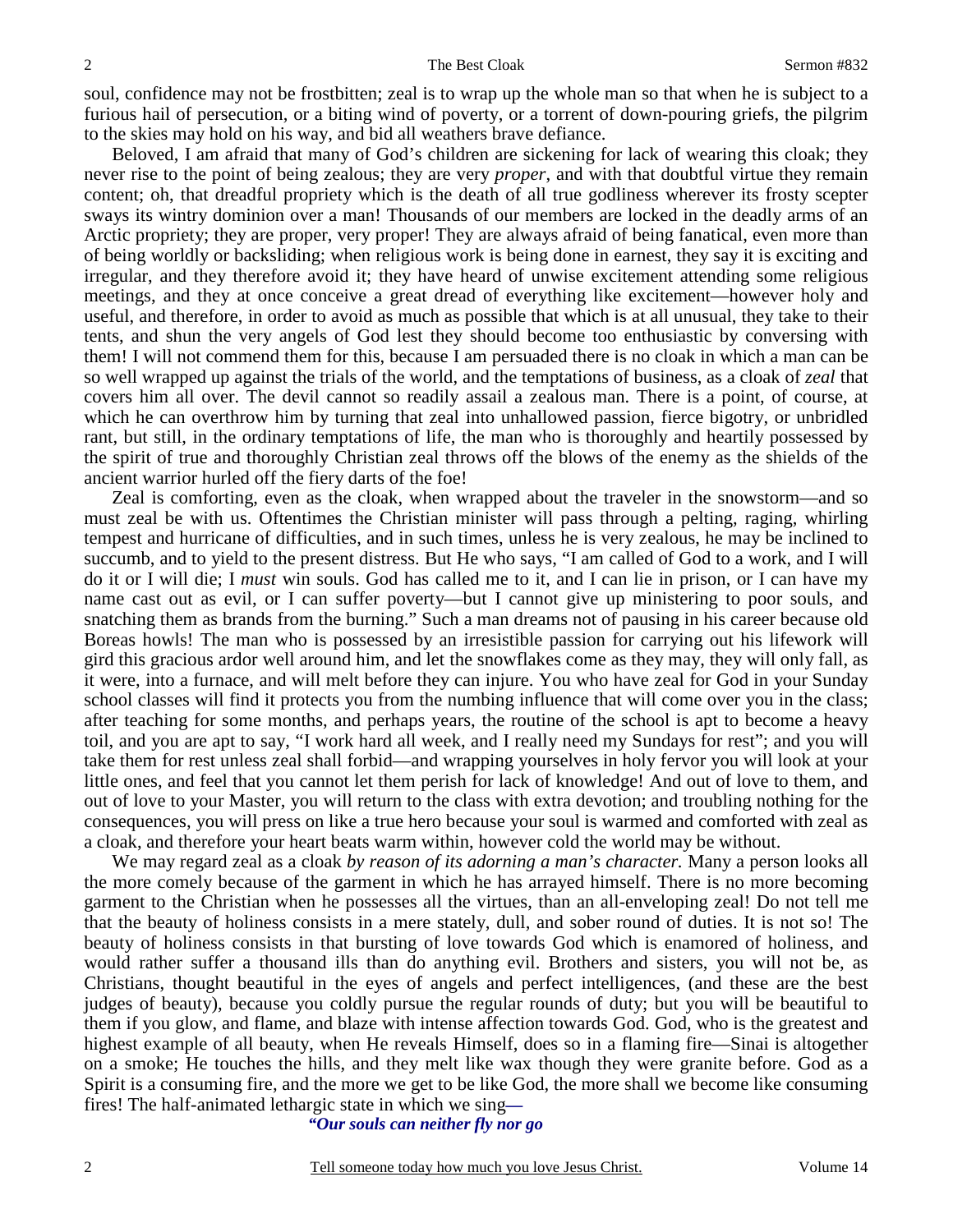soul, confidence may not be frostbitten; zeal is to wrap up the whole man so that when he is subject to a furious hail of persecution, or a biting wind of poverty, or a torrent of down-pouring griefs, the pilgrim to the skies may hold on his way, and bid all weathers brave defiance.

Beloved, I am afraid that many of God's children are sickening for lack of wearing this cloak; they never rise to the point of being zealous; they are very *proper*, and with that doubtful virtue they remain content; oh, that dreadful propriety which is the death of all true godliness wherever its frosty scepter sways its wintry dominion over a man! Thousands of our members are locked in the deadly arms of an Arctic propriety; they are proper, very proper, very proper! They are always afraid of being fanatical, even more than of being worldly or backsliding; when religious work is being done in earnest, they say it is exciting and irregular, and they therefore avoid it; they have heard of unwise excitement attending some religious meetings, and they at once conceive a great dread of everything like excitement—however holy and useful, and therefore, in order to avoid as much as possible that which is at all unusual, they take to their tents, and shun the very angels of God lest they should become too enthusiastic by conversing with them! I will not commend them for this, because I am persuaded there is no cloak in which a man can be so well wrapped up against the trials of the world, and the temptations of business, as a cloak of *zeal* that covers him all over. The devil cannot so readily assail a zealous man. There is a point, of course, at which he can overthrow him by turning that zeal into unhallowed passion, fierce bigotry, or unbridled rant, but still, in the ordinary temptations of life, the man who is thoroughly and heartily possessed by the spirit of true and thoroughly Christian zeal throws off the blows of the enemy as the shields of the ancient warrior hurled off the fiery darts of the foe!

Zeal is comforting, even as the cloak, when wrapped about the traveler in the snowstorm—and so must zeal be with us. Oftentimes the Christian minister will pass through a pelting, raging, whirling tempest and hurricane of difficulties, and in such times, unless he is very zealous, he may be inclined to succumb, and to yield to the present distress. But He who says, "I am called of God to a work, and I will do it or I will die; I *must* win souls. God has called me to it, and I can lie in prison, or I can have my name cast out as evil, or I can suffer poverty—but I cannot give up ministering to poor souls, and snatching them as brands from the burning." Such a man dreams not of pausing in his career because old Boreas howls! The man who is possessed by an irresistible passion for carrying out his lifework will gird this gracious ardor well around him, and let the snowflakes come as they may, they will only fall, as it were, into a furnace, and will melt before they can injure. You who have zeal for God in your Sunday school classes will find it protects you from the numbing influence that will come over you in the class; after teaching for some months, and perhaps years, the routine of the school is apt to become a heavy toil, and you are apt to say, "I work hard all week, and I really need my Sundays for rest"; and you will take them for rest unless zeal shall forbid—and wrapping yourselves in holy fervor you will look at your little ones, and feel that you cannot let them perish for lack of knowledge! And out of love to them, and out of love to your Master, you will return to the class with extra devotion; and troubling nothing for the consequences, you will press on like a true hero because your soul is warmed and comforted with zeal as a cloak, and therefore your heart beats warm within, however cold the world may be without.

We may regard zeal as a cloak *by reason of its adorning a man's character.* Many a person looks all the more comely because of the garment in which he has arrayed himself. There is no more becoming garment to the Christian when he possesses all the virtues, than an all-enveloping zeal! Do not tell me that the beauty of holiness consists in a mere stately, dull, and sober round of duties. It is not so! The beauty of holiness consists in that bursting of love towards God which is enamored of holiness, and would rather suffer a thousand ills than do anything evil. Brothers and sisters, you will not be, as Christians, thought beautiful in the eyes of angels and perfect intelligences, (and these are the best judges of beauty), because you coldly pursue the regular rounds of duty; but you will be beautiful to them if you glow, and flame, and blaze with intense affection towards God. God, who is the greatest and highest example of all beauty, when He reveals Himself, does so in a flaming fire—Sinai is altogether on a smoke; He touches the hills, and they melt like wax though they were granite before. God as a Spirit is a consuming fire, and the more we get to be like God, the more shall we become like consuming fires! The half-animated lethargic state in which we sing—

*"Our souls can neither fly nor go*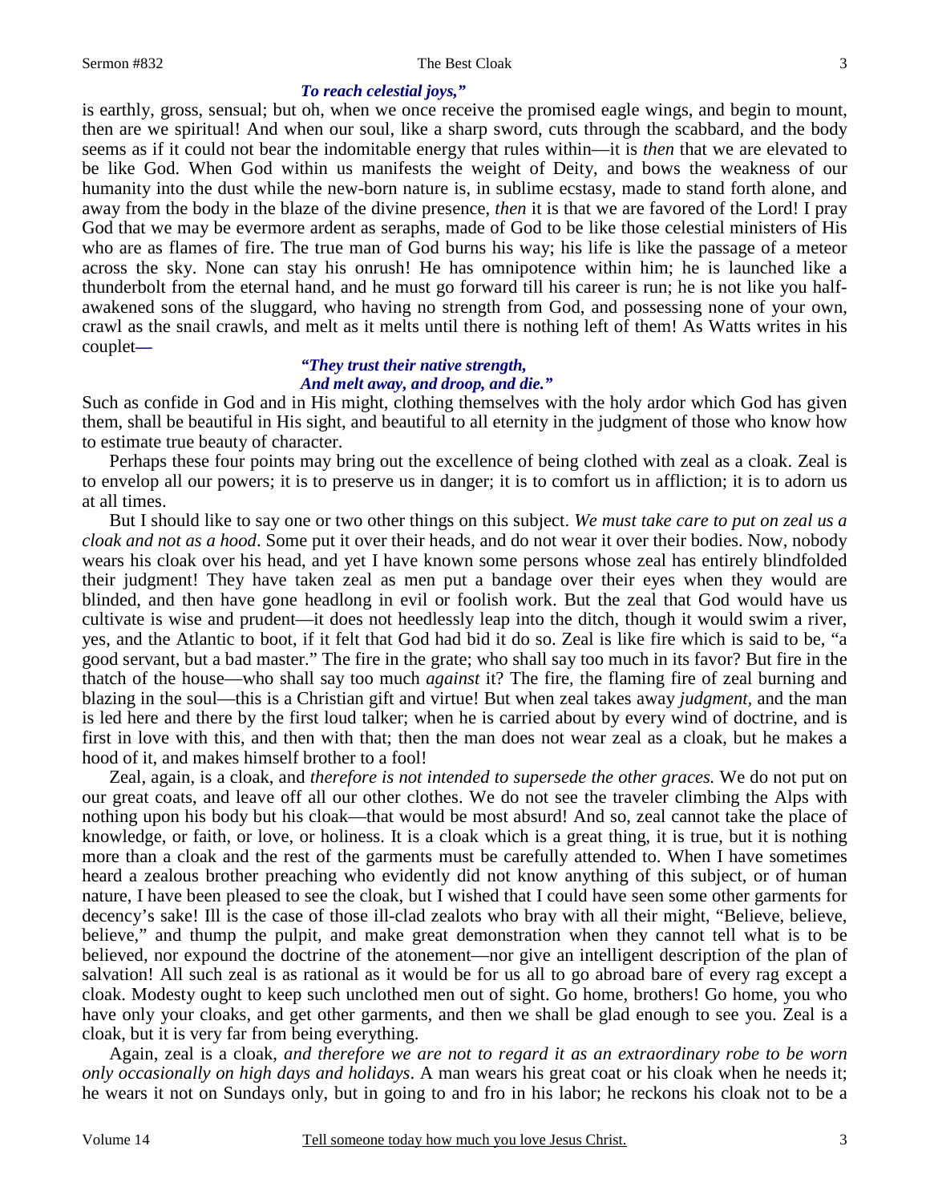*To reach celestial joys,"*

is earthly, gross, sensual; but oh, when we once receive the promised eagle wings, and begin to mount, then are we spiritual! And when our soul, like a sharp sword, cuts through the scabbard, and the body seems as if it could not bear the indomitable energy that rules within—it is *then* that we are elevated to be like God. When God within us manifests the weight of Deity, and bows the weakness of our humanity into the dust while the new-born nature is, in sublime ecstasy, made to stand forth alone, and away from the body in the blaze of the divine presence, *then* it is that we are favored of the Lord! I pray God that we may be evermore ardent as seraphs, made of God to be like those celestial ministers of His who are as flames of fire. The true man of God burns his way; his life is like the passage of a meteor across the sky. None can stay his onrush! He has omnipotence within him; he is launched like a thunderbolt from the eternal hand, and he must go forward till his career is run; he is not like you half-awakened sons of the sluggard, who having no strength from God, and possessing none of your own, crawl as the snail crawls, and melt as it melts until there is nothing left of them! As Watts writes in his couplet**—**

*"They trust their native strength,*
*And melt away, and droop, and die."*

Such as confide in God and in His might, clothing themselves with the holy ardor which God has given them, shall be beautiful in His sight, and beautiful to all eternity in the judgment of those who know how to estimate true beauty of character.

Perhaps these four points may bring out the excellence of being clothed with zeal as a cloak. Zeal is to envelop all our powers; it is to preserve us in danger; it is to comfort us in affliction; it is to adorn us at all times.

But I should like to say one or two other things on this subject. *We must take care to put on zeal us a cloak and not as a hood*. Some put it over their heads, and do not wear it over their bodies. Now, nobody wears his cloak over his head, and yet I have known some persons whose zeal has entirely blindfolded their judgment! They have taken zeal as men put a bandage over their eyes when they would are blinded, and then have gone headlong in evil or foolish work. But the zeal that God would have us cultivate is wise and prudent—it does not heedlessly leap into the ditch, though it would swim a river, yes, and the Atlantic to boot, if it felt that God had bid it do so. Zeal is like fire which is said to be, "a good servant, but a bad master." The fire in the grate; who shall say too much in its favor? But fire in the thatch of the house—who shall say too much *against* it? The fire, the flaming fire of zeal burning and blazing in the soul—this is a Christian gift and virtue! But when zeal takes away *judgment*, and the man is led here and there by the first loud talker; when he is carried about by every wind of doctrine, and is first in love with this, and then with that; then the man does not wear zeal as a cloak, but he makes a hood of it, and makes himself brother to a fool!

Zeal, again, is a cloak, and *therefore is not intended to supersede the other graces.* We do not put on our great coats, and leave off all our other clothes. We do not see the traveler climbing the Alps with nothing upon his body but his cloak—that would be most absurd! And so, zeal cannot take the place of knowledge, or faith, or love, or holiness. It is a cloak which is a great thing, it is true, but it is nothing more than a cloak and the rest of the garments must be carefully attended to. When I have sometimes heard a zealous brother preaching who evidently did not know anything of this subject, or of human nature, I have been pleased to see the cloak, but I wished that I could have seen some other garments for decency's sake! Ill is the case of those ill-clad zealots who bray with all their might, "Believe, believe, believe," and thump the pulpit, and make great demonstration when they cannot tell what is to be believed, nor expound the doctrine of the atonement—nor give an intelligent description of the plan of salvation! All such zeal is as rational as it would be for us all to go abroad bare of every rag except a cloak. Modesty ought to keep such unclothed men out of sight. Go home, brothers! Go home, you who have only your cloaks, and get other garments, and then we shall be glad enough to see you. Zeal is a cloak, but it is very far from being everything.

Again, zeal is a cloak, *and therefore we are not to regard it as an extraordinary robe to be worn only occasionally on high days and holidays*. A man wears his great coat or his cloak when he needs it; he wears it not on Sundays only, but in going to and fro in his labor; he reckons his cloak not to be a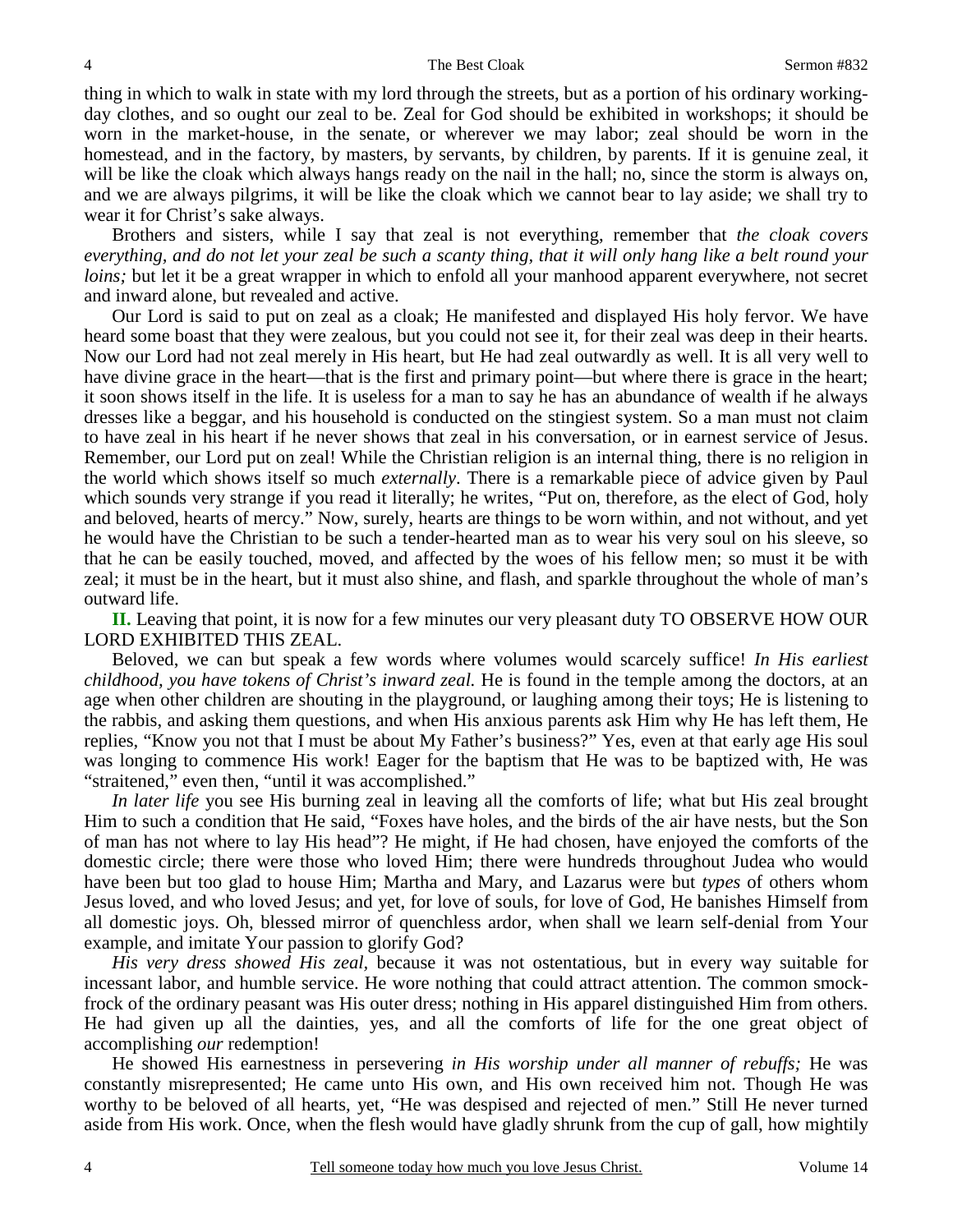thing in which to walk in state with my lord through the streets, but as a portion of his ordinary working-day clothes, and so ought our zeal to be. Zeal for God should be exhibited in workshops; it should be worn in the market-house, in the senate, or wherever we may labor; zeal should be worn in the homestead, and in the factory, by masters, by servants, by children, by parents. If it is genuine zeal, it will be like the cloak which always hangs ready on the nail in the hall; no, since the storm is always on, and we are always pilgrims, it will be like the cloak which we cannot bear to lay aside; we shall try to wear it for Christ's sake always.

Brothers and sisters, while I say that zeal is not everything, remember that *the cloak covers everything, and do not let your zeal be such a scanty thing, that it will only hang like a belt round your loins;* but let it be a great wrapper in which to enfold all your manhood apparent everywhere, not secret and inward alone, but revealed and active.

Our Lord is said to put on zeal as a cloak; He manifested and displayed His holy fervor. We have heard some boast that they were zealous, but you could not see it, for their zeal was deep in their hearts. Now our Lord had not zeal merely in His heart, but He had zeal outwardly as well. It is all very well to have divine grace in the heart—that is the first and primary point—but where there is grace in the heart; it soon shows itself in the life. It is useless for a man to say he has an abundance of wealth if he always dresses like a beggar, and his household is conducted on the stingiest system. So a man must not claim to have zeal in his heart if he never shows that zeal in his conversation, or in earnest service of Jesus. Remember, our Lord put on zeal! While the Christian religion is an internal thing, there is no religion in the world which shows itself so much *externally*. There is a remarkable piece of advice given by Paul which sounds very strange if you read it literally; he writes, "Put on, therefore, as the elect of God, holy and beloved, hearts of mercy." Now, surely, hearts are things to be worn within, and not without, and yet he would have the Christian to be such a tender-hearted man as to wear his very soul on his sleeve, so that he can be easily touched, moved, and affected by the woes of his fellow men; so must it be with zeal; it must be in the heart, but it must also shine, and flash, and sparkle throughout the whole of man's outward life.

**II.** Leaving that point, it is now for a few minutes our very pleasant duty TO OBSERVE HOW OUR LORD EXHIBITED THIS ZEAL.

Beloved, we can but speak a few words where volumes would scarcely suffice! *In His earliest childhood, you have tokens of Christ's inward zeal.* He is found in the temple among the doctors, at an age when other children are shouting in the playground, or laughing among their toys; He is listening to the rabbis, and asking them questions, and when His anxious parents ask Him why He has left them, He replies, "Know you not that I must be about My Father's business?" Yes, even at that early age His soul was longing to commence His work! Eager for the baptism that He was to be baptized with, He was "straitened," even then, "until it was accomplished."

*In later life* you see His burning zeal in leaving all the comforts of life; what but His zeal brought Him to such a condition that He said, "Foxes have holes, and the birds of the air have nests, but the Son of man has not where to lay His head"? He might, if He had chosen, have enjoyed the comforts of the domestic circle; there were those who loved Him; there were hundreds throughout Judea who would have been but too glad to house Him; Martha and Mary, and Lazarus were but *types* of others whom Jesus loved, and who loved Jesus; and yet, for love of souls, for love of God, He banishes Himself from all domestic joys. Oh, blessed mirror of quenchless ardor, when shall we learn self-denial from Your example, and imitate Your passion to glorify God?

*His very dress showed His zeal*, because it was not ostentatious, but in every way suitable for incessant labor, and humble service. He wore nothing that could attract attention. The common smock-frock of the ordinary peasant was His outer dress; nothing in His apparel distinguished Him from others. He had given up all the dainties, yes, and all the comforts of life for the one great object of accomplishing *our* redemption!

He showed His earnestness in persevering *in His worship under all manner of rebuffs;* He was constantly misrepresented; He came unto His own, and His own received him not. Though He was worthy to be beloved of all hearts, yet, "He was despised and rejected of men." Still He never turned aside from His work. Once, when the flesh would have gladly shrunk from the cup of gall, how mightily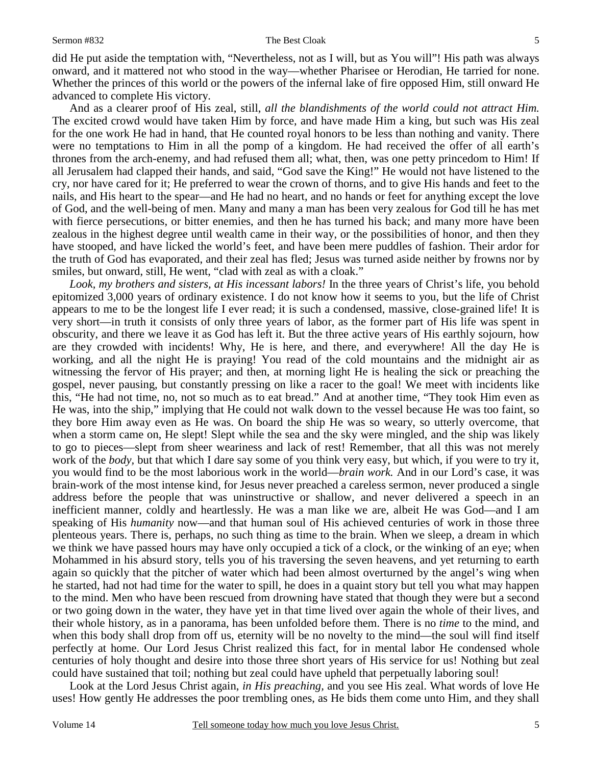did He put aside the temptation with, "Nevertheless, not as I will, but as You will"! His path was always onward, and it mattered not who stood in the way—whether Pharisee or Herodian, He tarried for none. Whether the princes of this world or the powers of the infernal lake of fire opposed Him, still onward He advanced to complete His victory.

And as a clearer proof of His zeal, still, *all the blandishments of the world could not attract Him.* The excited crowd would have taken Him by force, and have made Him a king, but such was His zeal for the one work He had in hand, that He counted royal honors to be less than nothing and vanity. There were no temptations to Him in all the pomp of a kingdom. He had received the offer of all earth's thrones from the arch-enemy, and had refused them all; what, then, was one petty princedom to Him! If all Jerusalem had clapped their hands, and said, "God save the King!" He would not have listened to the cry, nor have cared for it; He preferred to wear the crown of thorns, and to give His hands and feet to the nails, and His heart to the spear—and He had no heart, and no hands or feet for anything except the love of God, and the well-being of men. Many and many a man has been very zealous for God till he has met with fierce persecutions, or bitter enemies, and then he has turned his back; and many more have been zealous in the highest degree until wealth came in their way, or the possibilities of honor, and then they have stooped, and have licked the world's feet, and have been mere puddles of fashion. Their ardor for the truth of God has evaporated, and their zeal has fled; Jesus was turned aside neither by frowns nor by smiles, but onward, still, He went, "clad with zeal as with a cloak."

*Look, my brothers and sisters, at His incessant labors!* In the three years of Christ's life, you behold epitomized 3,000 years of ordinary existence. I do not know how it seems to you, but the life of Christ appears to me to be the longest life I ever read; it is such a condensed, massive, close-grained life! It is very short—in truth it consists of only three years of labor, as the former part of His life was spent in obscurity, and there we leave it as God has left it. But the three active years of His earthly sojourn, how are they crowded with incidents! Why, He is here, and there, and everywhere! All the day He is working, and all the night He is praying! You read of the cold mountains and the midnight air as witnessing the fervor of His prayer; and then, at morning light He is healing the sick or preaching the gospel, never pausing, but constantly pressing on like a racer to the goal! We meet with incidents like this, "He had not time, no, not so much as to eat bread." And at another time, "They took Him even as He was, into the ship," implying that He could not walk down to the vessel because He was too faint, so they bore Him away even as He was. On board the ship He was so weary, so utterly overcome, that when a storm came on, He slept! Slept while the sea and the sky were mingled, and the ship was likely to go to pieces—slept from sheer weariness and lack of rest! Remember, that all this was not merely work of the *body,* but that which I dare say some of you think very easy, but which, if you were to try it, you would find to be the most laborious work in the world—*brain work.* And in our Lord's case, it was brain-work of the most intense kind, for Jesus never preached a careless sermon, never produced a single address before the people that was uninstructive or shallow, and never delivered a speech in an inefficient manner, coldly and heartlessly. He was a man like we are, albeit He was God—and I am speaking of His *humanity* now—and that human soul of His achieved centuries of work in those three plenteous years. There is, perhaps, no such thing as time to the brain. When we sleep, a dream in which we think we have passed hours may have only occupied a tick of a clock, or the winking of an eye; when Mohammed in his absurd story, tells you of his traversing the seven heavens, and yet returning to earth again so quickly that the pitcher of water which had been almost overturned by the angel's wing when he started, had not had time for the water to spill, he does in a quaint story but tell you what may happen to the mind. Men who have been rescued from drowning have stated that though they were but a second or two going down in the water, they have yet in that time lived over again the whole of their lives, and their whole history, as in a panorama, has been unfolded before them. There is no *time* to the mind, and when this body shall drop from off us, eternity will be no novelty to the mind—the soul will find itself perfectly at home. Our Lord Jesus Christ realized this fact, for in mental labor He condensed whole centuries of holy thought and desire into those three short years of His service for us! Nothing but zeal could have sustained that toil; nothing but zeal could have upheld that perpetually laboring soul!

Look at the Lord Jesus Christ again, *in His preaching,* and you see His zeal. What words of love He uses! How gently He addresses the poor trembling ones, as He bids them come unto Him, and they shall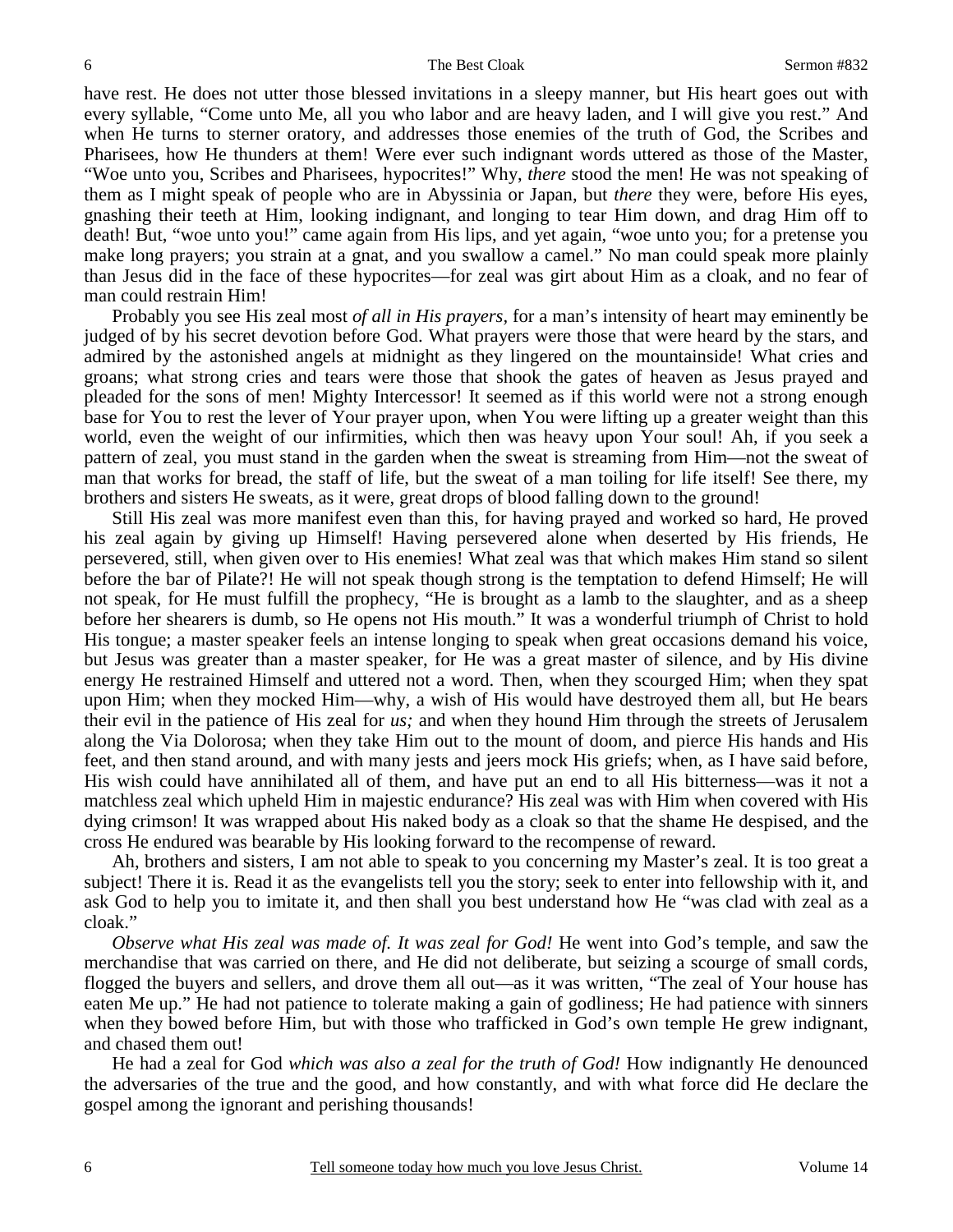have rest. He does not utter those blessed invitations in a sleepy manner, but His heart goes out with every syllable, "Come unto Me, all you who labor and are heavy laden, and I will give you rest." And when He turns to sterner oratory, and addresses those enemies of the truth of God, the Scribes and Pharisees, how He thunders at them! Were ever such indignant words uttered as those of the Master, "Woe unto you, Scribes and Pharisees, hypocrites!" Why, *there* stood the men! He was not speaking of them as I might speak of people who are in Abyssinia or Japan, but *there* they were, before His eyes, gnashing their teeth at Him, looking indignant, and longing to tear Him down, and drag Him off to death! But, "woe unto you!" came again from His lips, and yet again, "woe unto you; for a pretense you make long prayers; you strain at a gnat, and you swallow a camel." No man could speak more plainly than Jesus did in the face of these hypocrites—for zeal was girt about Him as a cloak, and no fear of man could restrain Him!

Probably you see His zeal most *of all in His prayers,* for a man's intensity of heart may eminently be judged of by his secret devotion before God. What prayers were those that were heard by the stars, and admired by the astonished angels at midnight as they lingered on the mountainside! What cries and groans; what strong cries and tears were those that shook the gates of heaven as Jesus prayed and pleaded for the sons of men! Mighty Intercessor! It seemed as if this world were not a strong enough base for You to rest the lever of Your prayer upon, when You were lifting up a greater weight than this world, even the weight of our infirmities, which then was heavy upon Your soul! Ah, if you seek a pattern of zeal, you must stand in the garden when the sweat is streaming from Him—not the sweat of man that works for bread, the staff of life, but the sweat of a man toiling for life itself! See there, my brothers and sisters He sweats, as it were, great drops of blood falling down to the ground!

Still His zeal was more manifest even than this, for having prayed and worked so hard, He proved his zeal again by giving up Himself! Having persevered alone when deserted by His friends, He persevered, still, when given over to His enemies! What zeal was that which makes Him stand so silent before the bar of Pilate?! He will not speak though strong is the temptation to defend Himself; He will not speak, for He must fulfill the prophecy, "He is brought as a lamb to the slaughter, and as a sheep before her shearers is dumb, so He opens not His mouth." It was a wonderful triumph of Christ to hold His tongue; a master speaker feels an intense longing to speak when great occasions demand his voice, but Jesus was greater than a master speaker, for He was a great master of silence, and by His divine energy He restrained Himself and uttered not a word. Then, when they scourged Him; when they spat upon Him; when they mocked Him—why, a wish of His would have destroyed them all, but He bears their evil in the patience of His zeal for *us;* and when they hound Him through the streets of Jerusalem along the Via Dolorosa; when they take Him out to the mount of doom, and pierce His hands and His feet, and then stand around, and with many jests and jeers mock His griefs; when, as I have said before, His wish could have annihilated all of them, and have put an end to all His bitterness—was it not a matchless zeal which upheld Him in majestic endurance? His zeal was with Him when covered with His dying crimson! It was wrapped about His naked body as a cloak so that the shame He despised, and the cross He endured was bearable by His looking forward to the recompense of reward.

Ah, brothers and sisters, I am not able to speak to you concerning my Master's zeal. It is too great a subject! There it is. Read it as the evangelists tell you the story; seek to enter into fellowship with it, and ask God to help you to imitate it, and then shall you best understand how He "was clad with zeal as a cloak."

*Observe what His zeal was made of. It was zeal for God!* He went into God's temple, and saw the merchandise that was carried on there, and He did not deliberate, but seizing a scourge of small cords, flogged the buyers and sellers, and drove them all out—as it was written, "The zeal of Your house has eaten Me up." He had not patience to tolerate making a gain of godliness; He had patience with sinners when they bowed before Him, but with those who trafficked in God's own temple He grew indignant, and chased them out!

He had a zeal for God *which was also a zeal for the truth of God!* How indignantly He denounced the adversaries of the true and the good, and how constantly, and with what force did He declare the gospel among the ignorant and perishing thousands!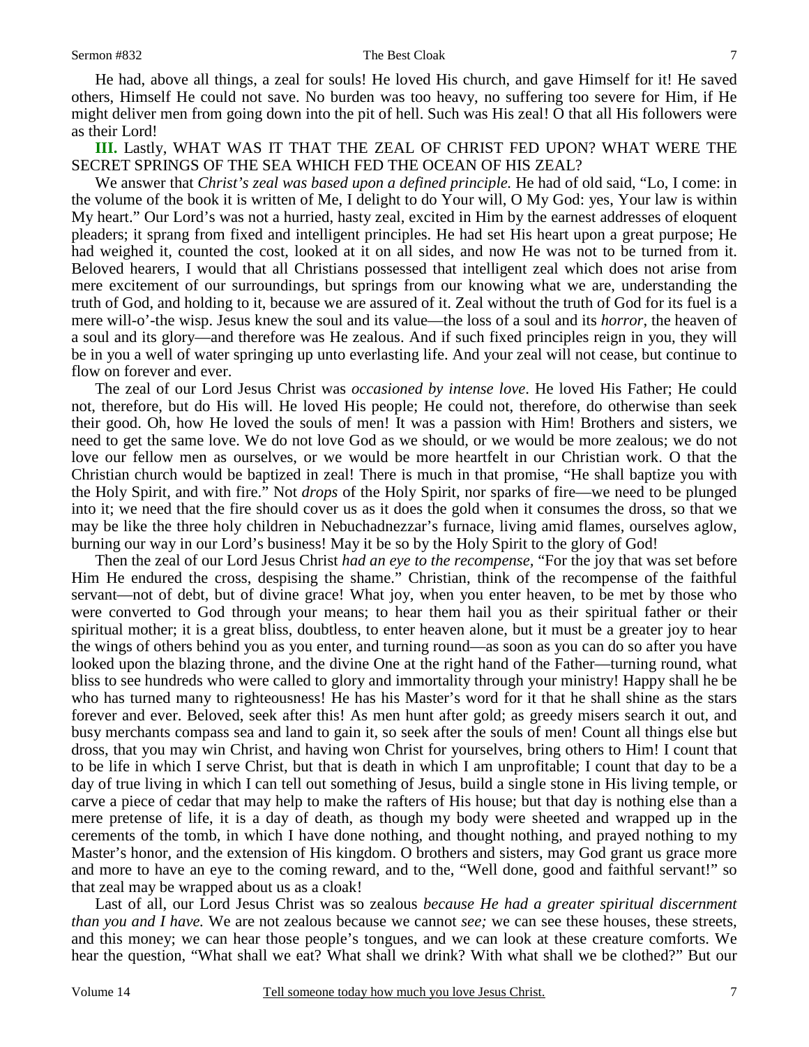He had, above all things, a zeal for souls! He loved His church, and gave Himself for it! He saved others, Himself He could not save. No burden was too heavy, no suffering too severe for Him, if He might deliver men from going down into the pit of hell. Such was His zeal! O that all His followers were as their Lord!

**III.** Lastly, WHAT WAS IT THAT THE ZEAL OF CHRIST FED UPON? WHAT WERE THE SECRET SPRINGS OF THE SEA WHICH FED THE OCEAN OF HIS ZEAL?

We answer that *Christ's zeal was based upon a defined principle.* He had of old said, "Lo, I come: in the volume of the book it is written of Me, I delight to do Your will, O My God: yes, Your law is within My heart." Our Lord's was not a hurried, hasty zeal, excited in Him by the earnest addresses of eloquent pleaders; it sprang from fixed and intelligent principles. He had set His heart upon a great purpose; He had weighed it, counted the cost, looked at it on all sides, and now He was not to be turned from it. Beloved hearers, I would that all Christians possessed that intelligent zeal which does not arise from mere excitement of our surroundings, but springs from our knowing what we are, understanding the truth of God, and holding to it, because we are assured of it. Zeal without the truth of God for its fuel is a mere will-o'-the wisp. Jesus knew the soul and its value—the loss of a soul and its *horror*, the heaven of a soul and its glory—and therefore was He zealous. And if such fixed principles reign in you, they will be in you a well of water springing up unto everlasting life. And your zeal will not cease, but continue to flow on forever and ever.

The zeal of our Lord Jesus Christ was *occasioned by intense love*. He loved His Father; He could not, therefore, but do His will. He loved His people; He could not, therefore, do otherwise than seek their good. Oh, how He loved the souls of men! It was a passion with Him! Brothers and sisters, we need to get the same love. We do not love God as we should, or we would be more zealous; we do not love our fellow men as ourselves, or we would be more heartfelt in our Christian work. O that the Christian church would be baptized in zeal! There is much in that promise, "He shall baptize you with the Holy Spirit, and with fire." Not *drops* of the Holy Spirit, nor sparks of fire—we need to be plunged into it; we need that the fire should cover us as it does the gold when it consumes the dross, so that we may be like the three holy children in Nebuchadnezzar's furnace, living amid flames, ourselves aglow, burning our way in our Lord's business! May it be so by the Holy Spirit to the glory of God!

Then the zeal of our Lord Jesus Christ *had an eye to the recompense*, "For the joy that was set before Him He endured the cross, despising the shame." Christian, think of the recompense of the faithful servant—not of debt, but of divine grace! What joy, when you enter heaven, to be met by those who were converted to God through your means; to hear them hail you as their spiritual father or their spiritual mother; it is a great bliss, doubtless, to enter heaven alone, but it must be a greater joy to hear the wings of others behind you as you enter, and turning round—as soon as you can do so after you have looked upon the blazing throne, and the divine One at the right hand of the Father—turning round, what bliss to see hundreds who were called to glory and immortality through your ministry! Happy shall he be who has turned many to righteousness! He has his Master's word for it that he shall shine as the stars forever and ever. Beloved, seek after this! As men hunt after gold; as greedy misers search it out, and busy merchants compass sea and land to gain it, so seek after the souls of men! Count all things else but dross, that you may win Christ, and having won Christ for yourselves, bring others to Him! I count that to be life in which I serve Christ, but that is death in which I am unprofitable; I count that day to be a day of true living in which I can tell out something of Jesus, build a single stone in His living temple, or carve a piece of cedar that may help to make the rafters of His house; but that day is nothing else than a mere pretense of life, it is a day of death, as though my body were sheeted and wrapped up in the cerements of the tomb, in which I have done nothing, and thought nothing, and prayed nothing to my Master's honor, and the extension of His kingdom. O brothers and sisters, may God grant us grace more and more to have an eye to the coming reward, and to the, "Well done, good and faithful servant!" so that zeal may be wrapped about us as a cloak!

Last of all, our Lord Jesus Christ was so zealous *because He had a greater spiritual discernment than you and I have.* We are not zealous because we cannot *see;* we can see these houses, these streets, and this money; we can hear those people's tongues, and we can look at these creature comforts. We hear the question, "What shall we eat? What shall we drink? With what shall we be clothed?" But our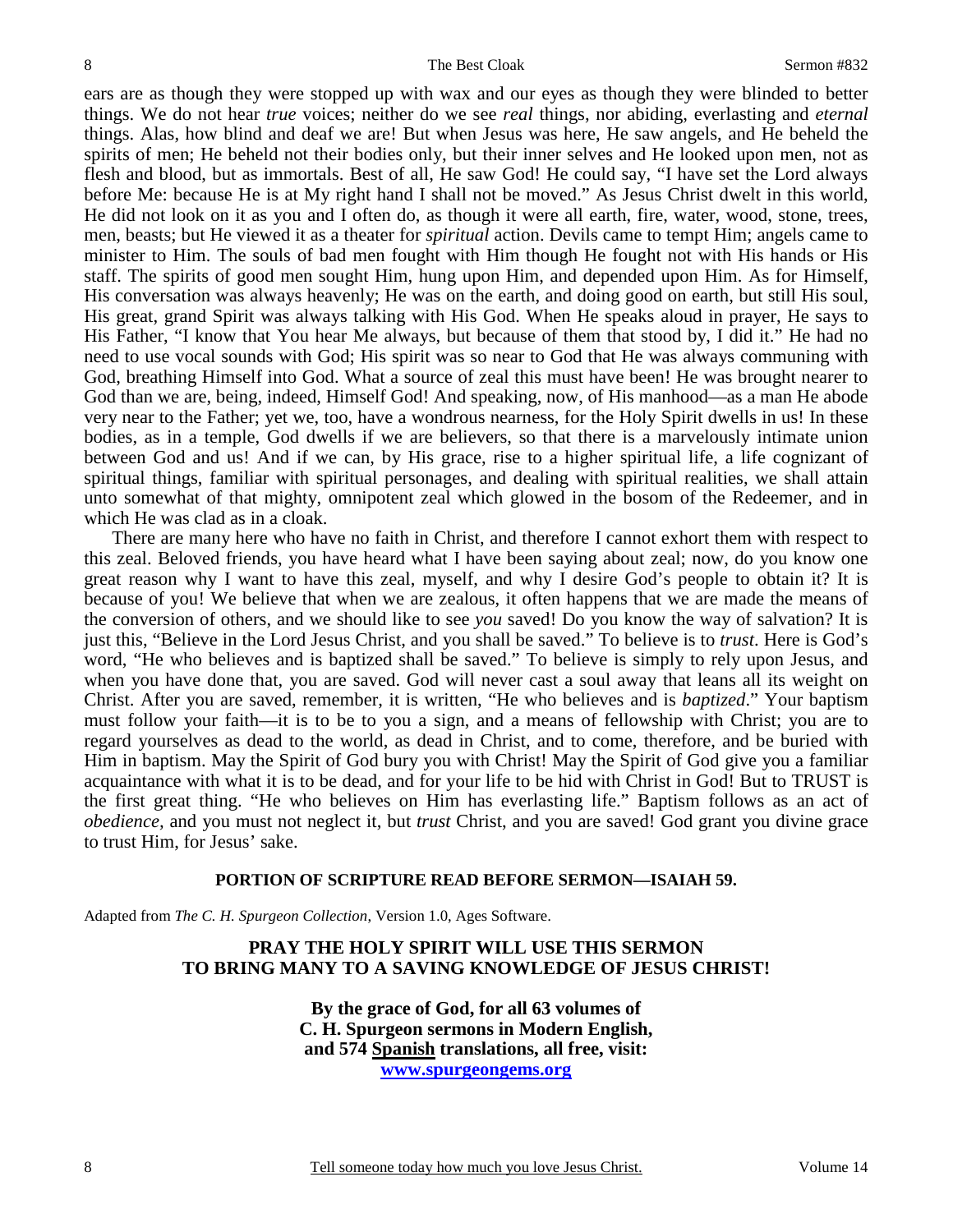ears are as though they were stopped up with wax and our eyes as though they were blinded to better things. We do not hear *true* voices; neither do we see *real* things, nor abiding, everlasting and *eternal* things. Alas, how blind and deaf we are! But when Jesus was here, He saw angels, and He beheld the spirits of men; He beheld not their bodies only, but their inner selves and He looked upon men, not as flesh and blood, but as immortals. Best of all, He saw God! He could say, "I have set the Lord always before Me: because He is at My right hand I shall not be moved." As Jesus Christ dwelt in this world, He did not look on it as you and I often do, as though it were all earth, fire, water, wood, stone, trees, men, beasts; but He viewed it as a theater for *spiritual* action. Devils came to tempt Him; angels came to minister to Him. The souls of bad men fought with Him though He fought not with His hands or His staff. The spirits of good men sought Him, hung upon Him, and depended upon Him. As for Himself, His conversation was always heavenly; He was on the earth, and doing good on earth, but still His soul, His great, grand Spirit was always talking with His God. When He speaks aloud in prayer, He says to His Father, "I know that You hear Me always, but because of them that stood by, I did it." He had no need to use vocal sounds with God; His spirit was so near to God that He was always communing with God, breathing Himself into God. What a source of zeal this must have been! He was brought nearer to God than we are, being, indeed, Himself God! And speaking, now, of His manhood—as a man He abode very near to the Father; yet we, too, have a wondrous nearness, for the Holy Spirit dwells in us! In these bodies, as in a temple, God dwells if we are believers, so that there is a marvelously intimate union between God and us! And if we can, by His grace, rise to a higher spiritual life, a life cognizant of spiritual things, familiar with spiritual personages, and dealing with spiritual realities, we shall attain unto somewhat of that mighty, omnipotent zeal which glowed in the bosom of the Redeemer, and in which He was clad as in a cloak.

There are many here who have no faith in Christ, and therefore I cannot exhort them with respect to this zeal. Beloved friends, you have heard what I have been saying about zeal; now, do you know one great reason why I want to have this zeal, myself, and why I desire God's people to obtain it? It is because of you! We believe that when we are zealous, it often happens that we are made the means of the conversion of others, and we should like to see *you* saved! Do you know the way of salvation? It is just this, "Believe in the Lord Jesus Christ, and you shall be saved." To believe is to *trust*. Here is God's word, "He who believes and is baptized shall be saved." To believe is simply to rely upon Jesus, and when you have done that, you are saved. God will never cast a soul away that leans all its weight on Christ. After you are saved, remember, it is written, "He who believes and is *baptized*." Your baptism must follow your faith—it is to be to you a sign, and a means of fellowship with Christ; you are to regard yourselves as dead to the world, as dead in Christ, and to come, therefore, and be buried with Him in baptism. May the Spirit of God bury you with Christ! May the Spirit of God give you a familiar acquaintance with what it is to be dead, and for your life to be hid with Christ in God! But to TRUST is the first great thing. "He who believes on Him has everlasting life." Baptism follows as an act of *obedience,* and you must not neglect it, but *trust* Christ, and you are saved! God grant you divine grace to trust Him, for Jesus' sake.

**PORTION OF SCRIPTURE READ BEFORE SERMON—ISAIAH 59.**

Adapted from *The C. H. Spurgeon Collection*, Version 1.0, Ages Software.

**PRAY THE HOLY SPIRIT WILL USE THIS SERMON TO BRING MANY TO A SAVING KNOWLEDGE OF JESUS CHRIST!**

**By the grace of God, for all 63 volumes of C. H. Spurgeon sermons in Modern English, and 574 Spanish translations, all free, visit: www.spurgeongems.org**